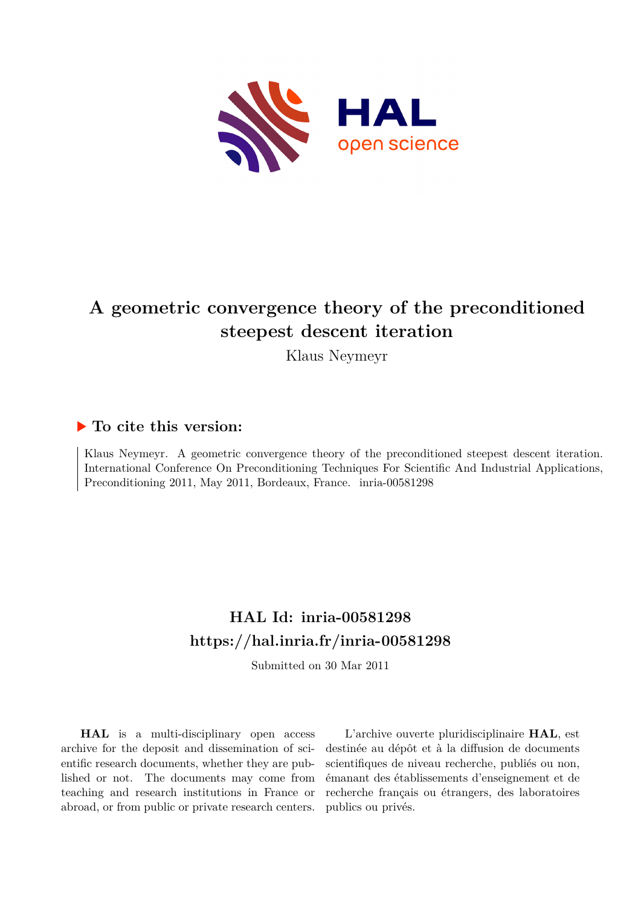# A geometric convergence theory of the preconditioned steepest descent iteration

Klaus Neymeyr

## ▶ To cite this version:

Klaus Neymeyr. A geometric convergence theory of the preconditioned steepest descent iteration. International Conference On Preconditioning Techniques For Scientific And Industrial Applications, Preconditioning 2011, May 2011, Bordeaux, France. inria-00581298

## HAL Id: inria-00581298

## https://hal.inria.fr/inria-00581298

Submitted on 30 Mar 2011

**HAL** is a multi-disciplinary open access archive for the deposit and dissemination of scientific research documents, whether they are published or not. The documents may come from teaching and research institutions in France or abroad, or from public or private research centers.

L'archive ouverte pluridisciplinaire **HAL**, est destinée au dépôt et à la diffusion de documents scientifiques de niveau recherche, publiés ou non, émanant des établissements d'enseignement et de recherche français ou étrangers, des laboratoires publics ou privés.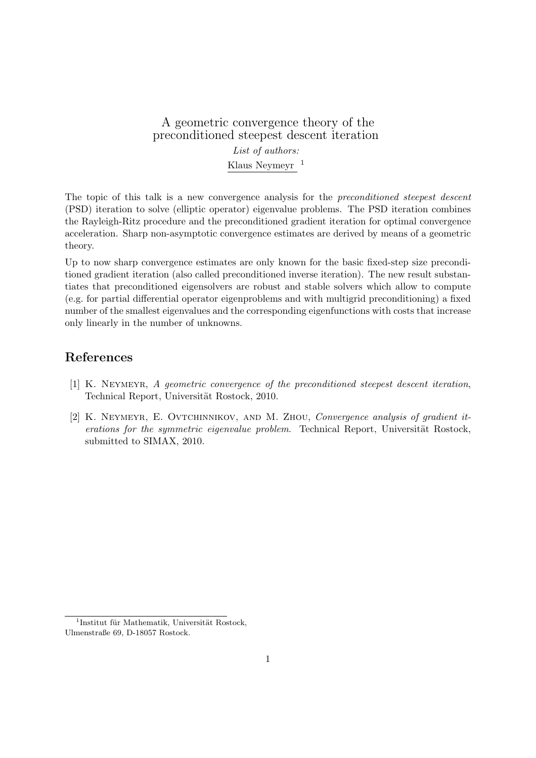# A geometric convergence theory of the preconditioned steepest descent iteration

*List of authors:*

Klaus Neymeyr [1]

The topic of this talk is a new convergence analysis for the *preconditioned steepest descent* (PSD) iteration to solve (elliptic operator) eigenvalue problems. The PSD iteration combines the Rayleigh-Ritz procedure and the preconditioned gradient iteration for optimal convergence acceleration. Sharp non-asymptotic convergence estimates are derived by means of a geometric theory.

Up to now sharp convergence estimates are only known for the basic fixed-step size preconditioned gradient iteration (also called preconditioned inverse iteration). The new result substantiates that preconditioned eigensolvers are robust and stable solvers which allow to compute (e.g. for partial differential operator eigenproblems and with multigrid preconditioning) a fixed number of the smallest eigenvalues and the corresponding eigenfunctions with costs that increase only linearly in the number of unknowns.

## References

[1] K. Neymeyr, *A geometric convergence of the preconditioned steepest descent iteration*, Technical Report, Universität Rostock, 2010.

[2] K. Neymeyr, E. Ovtchinnikov, and M. Zhou, *Convergence analysis of gradient iterations for the symmetric eigenvalue problem*. Technical Report, Universität Rostock, submitted to SIMAX, 2010.

[1] Institut für Mathematik, Universität Rostock, Ulmenstraße 69, D-18057 Rostock.